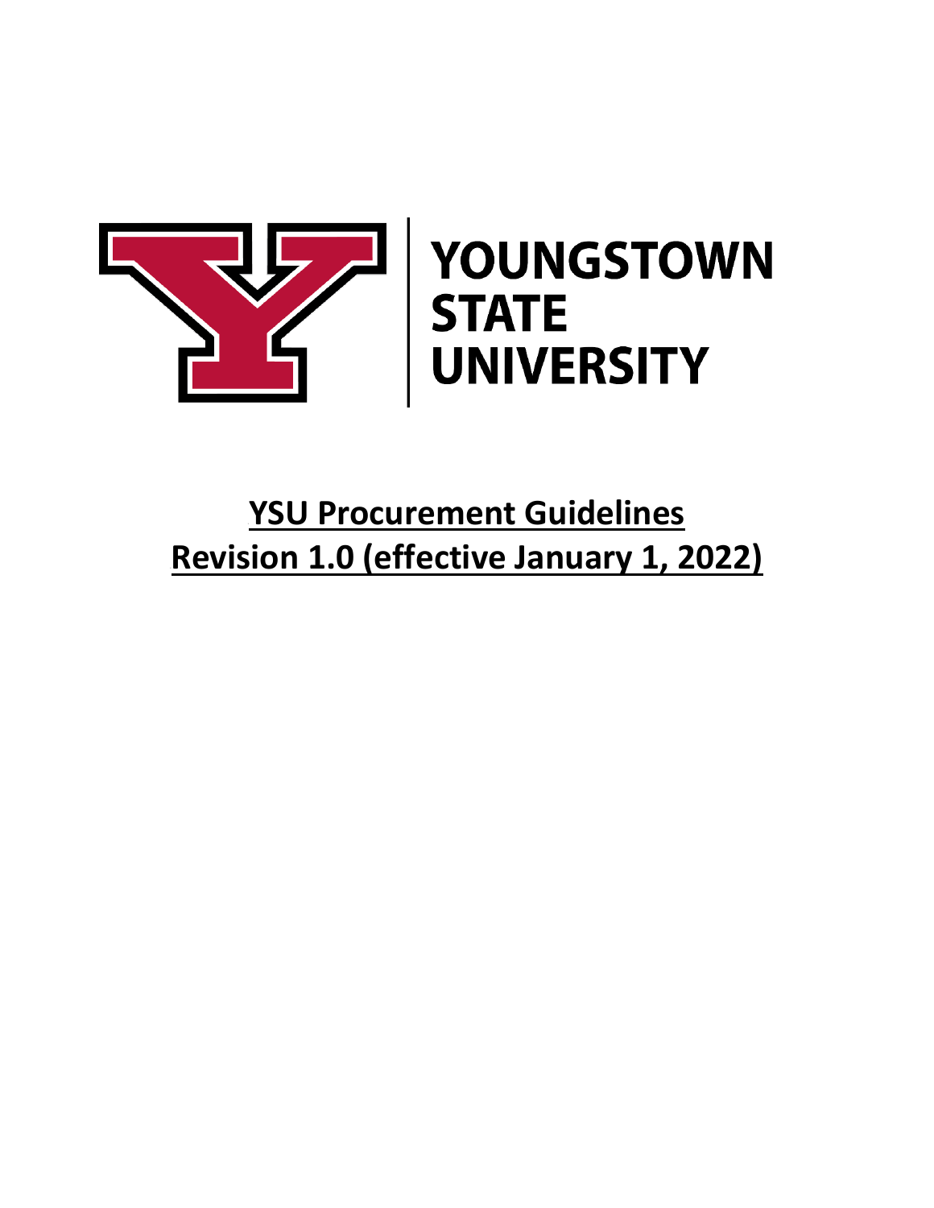YOUNGSTOWN STATE UNIVERSITY

# YSU Procurement Guidelines
# Revision 1.0 (effective January 1, 2022)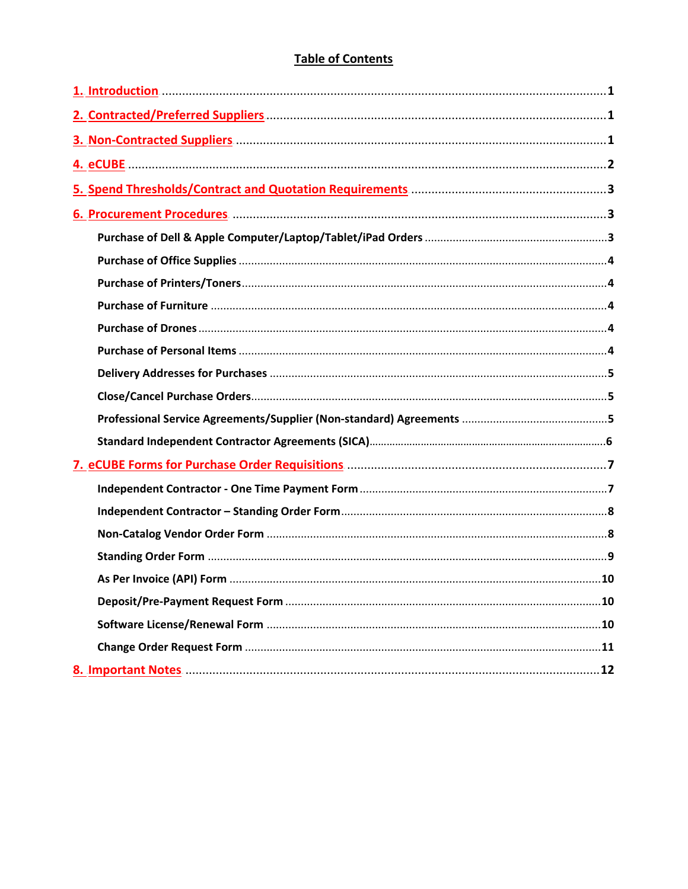# Table of Contents

1. Introduction ........................................................................................................................1
2. Contracted/Preferred Suppliers ....................................................................................1
3. Non-Contracted Suppliers ..............................................................................................1
4. eCUBE ..............................................................................................................................2
5. Spend Thresholds/Contract and Quotation Requirements .........................................3
6. Procurement Procedures ..............................................................................................3
   - Purchase of Dell & Apple Computer/Laptop/Tablet/iPad Orders ..................................3
   - Purchase of Office Supplies .......................................................................................4
   - Purchase of Printers/Toners.......................................................................................4
   - Purchase of Furniture ...............................................................................................4
   - Purchase of Drones ...................................................................................................4
   - Purchase of Personal Items .......................................................................................4
   - Delivery Addresses for Purchases ..............................................................................5
   - Close/Cancel Purchase Orders....................................................................................5
   - Professional Service Agreements/Supplier (Non-standard) Agreements .......................5
   - Standard Independent Contractor Agreements (SICA)..................................................6
7. eCUBE Forms for Purchase Order Requisitions .............................................................7
   - Independent Contractor - One Time Payment Form ...................................................7
   - Independent Contractor – Standing Order Form .........................................................8
   - Non-Catalog Vendor Order Form ................................................................................8
   - Standing Order Form .................................................................................................9
   - As Per Invoice (API) Form ........................................................................................10
   - Deposit/Pre-Payment Request Form .........................................................................10
   - Software License/Renewal Form ...............................................................................10
   - Change Order Request Form .....................................................................................11
8. Important Notes ...........................................................................................................12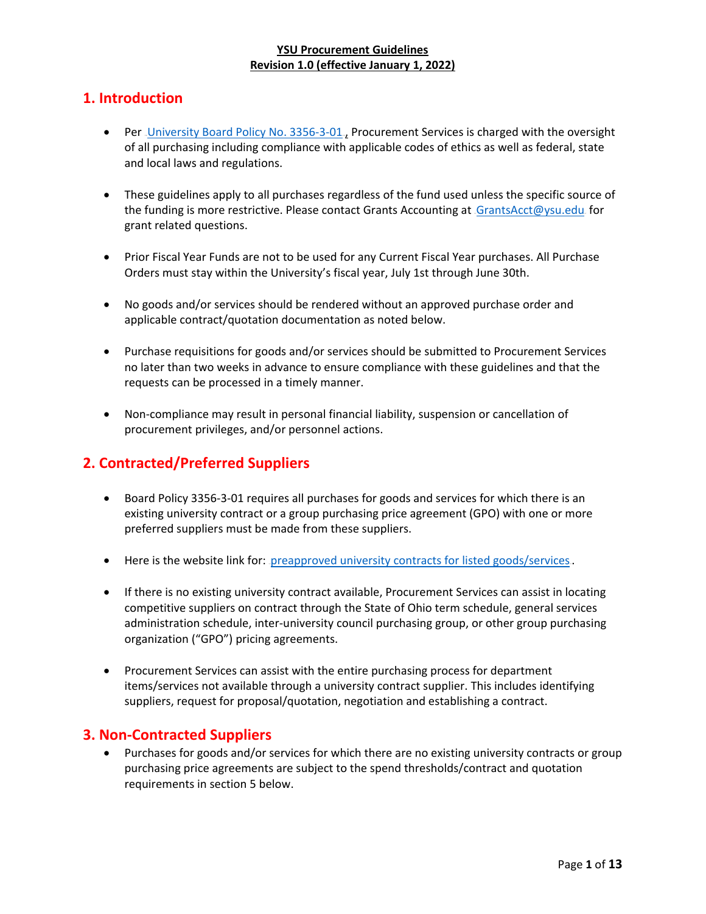**YSU Procurement Guidelines**
**Revision 1.0 (effective January 1, 2022)**

## 1. Introduction

- Per University Board Policy No. 3356-3-01, Procurement Services is charged with the oversight of all purchasing including compliance with applicable codes of ethics as well as federal, state and local laws and regulations.

- These guidelines apply to all purchases regardless of the fund used unless the specific source of the funding is more restrictive. Please contact Grants Accounting at GrantsAcct@ysu.edu for grant related questions.

- Prior Fiscal Year Funds are not to be used for any Current Fiscal Year purchases. All Purchase Orders must stay within the University's fiscal year, July 1st through June 30th.

- No goods and/or services should be rendered without an approved purchase order and applicable contract/quotation documentation as noted below.

- Purchase requisitions for goods and/or services should be submitted to Procurement Services no later than two weeks in advance to ensure compliance with these guidelines and that the requests can be processed in a timely manner.

- Non-compliance may result in personal financial liability, suspension or cancellation of procurement privileges, and/or personnel actions.

## 2. Contracted/Preferred Suppliers

- Board Policy 3356-3-01 requires all purchases for goods and services for which there is an existing university contract or a group purchasing price agreement (GPO) with one or more preferred suppliers must be made from these suppliers.

- Here is the website link for: preapproved university contracts for listed goods/services.

- If there is no existing university contract available, Procurement Services can assist in locating competitive suppliers on contract through the State of Ohio term schedule, general services administration schedule, inter-university council purchasing group, or other group purchasing organization ("GPO") pricing agreements.

- Procurement Services can assist with the entire purchasing process for department items/services not available through a university contract supplier. This includes identifying suppliers, request for proposal/quotation, negotiation and establishing a contract.

## 3. Non-Contracted Suppliers

- Purchases for goods and/or services for which there are no existing university contracts or group purchasing price agreements are subject to the spend thresholds/contract and quotation requirements in section 5 below.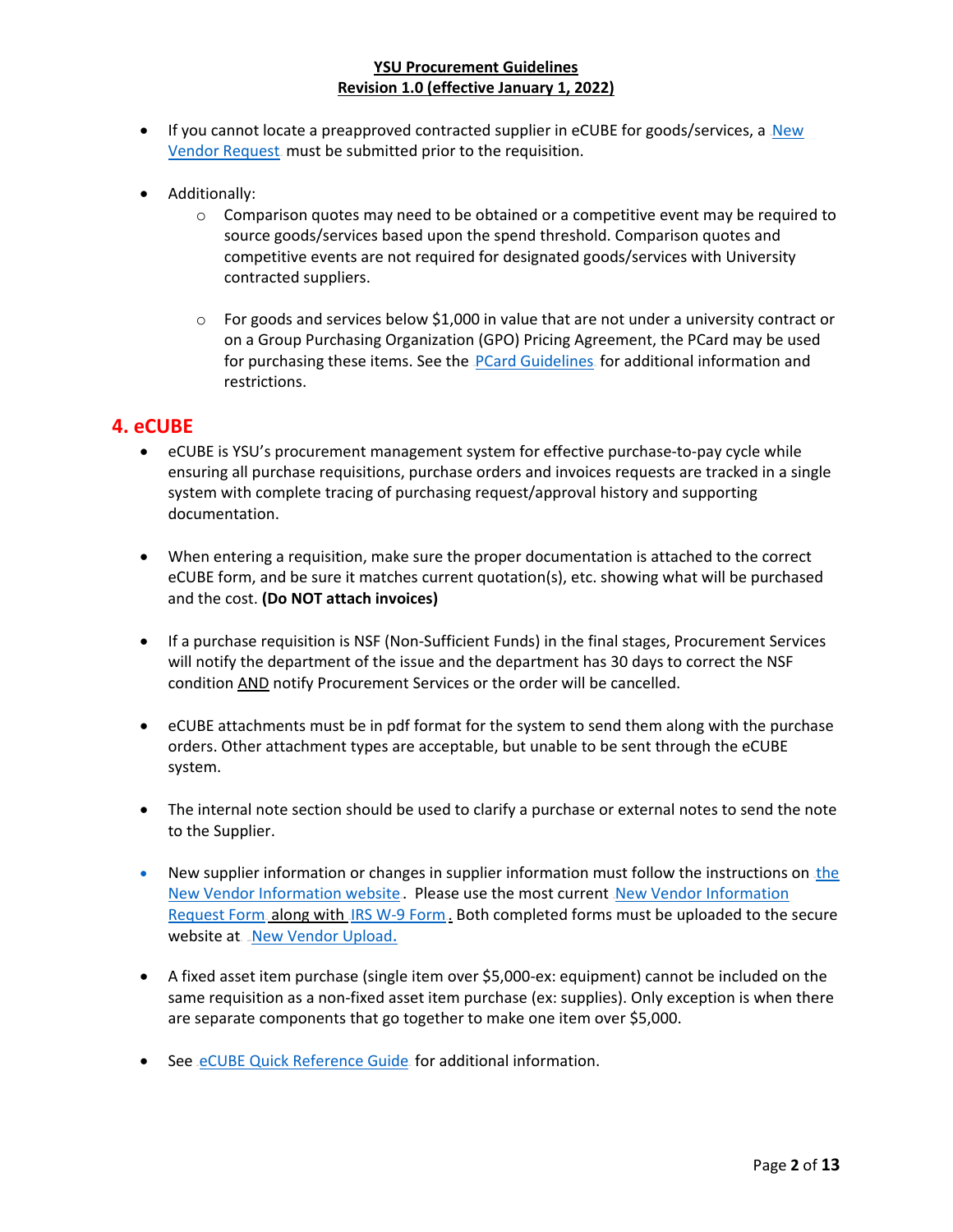- If you cannot locate a preapproved contracted supplier in eCUBE for goods/services, a New Vendor Request must be submitted prior to the requisition.

- Additionally:
  - Comparison quotes may need to be obtained or a competitive event may be required to source goods/services based upon the spend threshold. Comparison quotes and competitive events are not required for designated goods/services with University contracted suppliers.
  - For goods and services below $1,000 in value that are not under a university contract or on a Group Purchasing Organization (GPO) Pricing Agreement, the PCard may be used for purchasing these items. See the PCard Guidelines for additional information and restrictions.

## 4. eCUBE

- eCUBE is YSU's procurement management system for effective purchase-to-pay cycle while ensuring all purchase requisitions, purchase orders and invoices requests are tracked in a single system with complete tracing of purchasing request/approval history and supporting documentation.

- When entering a requisition, make sure the proper documentation is attached to the correct eCUBE form, and be sure it matches current quotation(s), etc. showing what will be purchased and the cost. **(Do NOT attach invoices)**

- If a purchase requisition is NSF (Non-Sufficient Funds) in the final stages, Procurement Services will notify the department of the issue and the department has 30 days to correct the NSF condition AND notify Procurement Services or the order will be cancelled.

- eCUBE attachments must be in pdf format for the system to send them along with the purchase orders. Other attachment types are acceptable, but unable to be sent through the eCUBE system.

- The internal note section should be used to clarify a purchase or external notes to send the note to the Supplier.

- New supplier information or changes in supplier information must follow the instructions on the New Vendor Information website. Please use the most current New Vendor Information Request Form along with IRS W-9 Form. Both completed forms must be uploaded to the secure website at New Vendor Upload.

- A fixed asset item purchase (single item over $5,000-ex: equipment) cannot be included on the same requisition as a non-fixed asset item purchase (ex: supplies). Only exception is when there are separate components that go together to make one item over $5,000.

- See eCUBE Quick Reference Guide for additional information.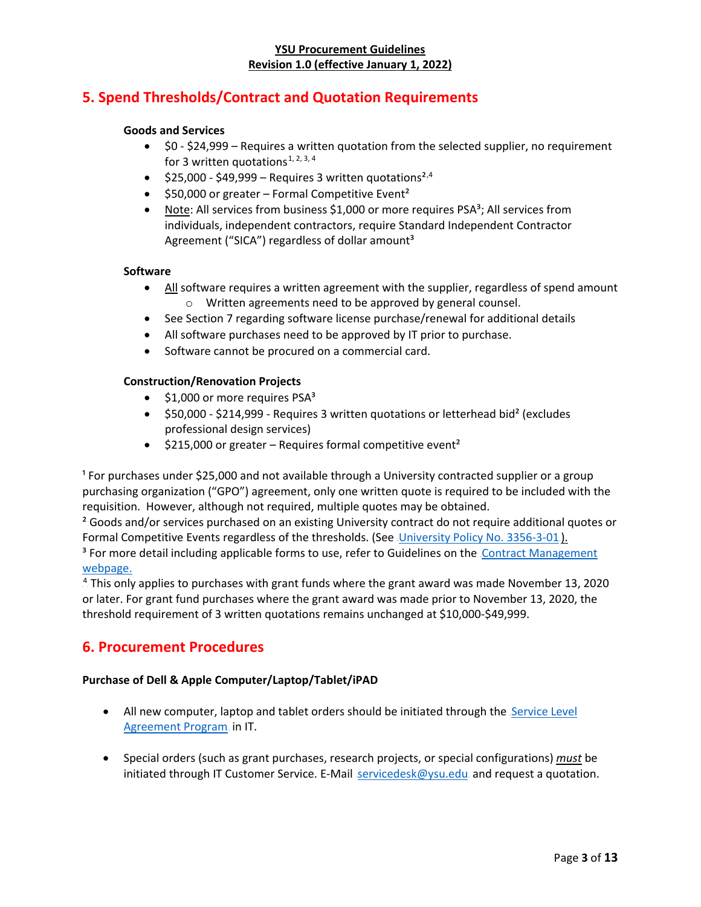## 5. Spend Thresholds/Contract and Quotation Requirements

**Goods and Services**

- $0 - $24,999 – Requires a written quotation from the selected supplier, no requirement for 3 written quotations[1, 2, 3, 4]
- $25,000 - $49,999 – Requires 3 written quotations[2,4]
- $50,000 or greater – Formal Competitive Event[2]
- Note: All services from business $1,000 or more requires PSA[3]; All services from individuals, independent contractors, require Standard Independent Contractor Agreement (“SICA”) regardless of dollar amount[3]

**Software**

- All software requires a written agreement with the supplier, regardless of spend amount
  - Written agreements need to be approved by general counsel.
- See Section 7 regarding software license purchase/renewal for additional details
- All software purchases need to be approved by IT prior to purchase.
- Software cannot be procured on a commercial card.

**Construction/Renovation Projects**

- $1,000 or more requires PSA[3]
- $50,000 - $214,999 - Requires 3 written quotations or letterhead bid[2] (excludes professional design services)
- $215,000 or greater – Requires formal competitive event[2]

[1] For purchases under $25,000 and not available through a University contracted supplier or a group purchasing organization (“GPO”) agreement, only one written quote is required to be included with the requisition. However, although not required, multiple quotes may be obtained.

[2] Goods and/or services purchased on an existing University contract do not require additional quotes or Formal Competitive Events regardless of the thresholds. (See University Policy No. 3356-3-01).

[3] For more detail including applicable forms to use, refer to Guidelines on the Contract Management webpage.

[4] This only applies to purchases with grant funds where the grant award was made November 13, 2020 or later. For grant fund purchases where the grant award was made prior to November 13, 2020, the threshold requirement of 3 written quotations remains unchanged at $10,000-$49,999.

## 6. Procurement Procedures

**Purchase of Dell & Apple Computer/Laptop/Tablet/iPAD**

- All new computer, laptop and tablet orders should be initiated through the Service Level Agreement Program in IT.
- Special orders (such as grant purchases, research projects, or special configurations) ***must*** be initiated through IT Customer Service. E-Mail servicedesk@ysu.edu and request a quotation.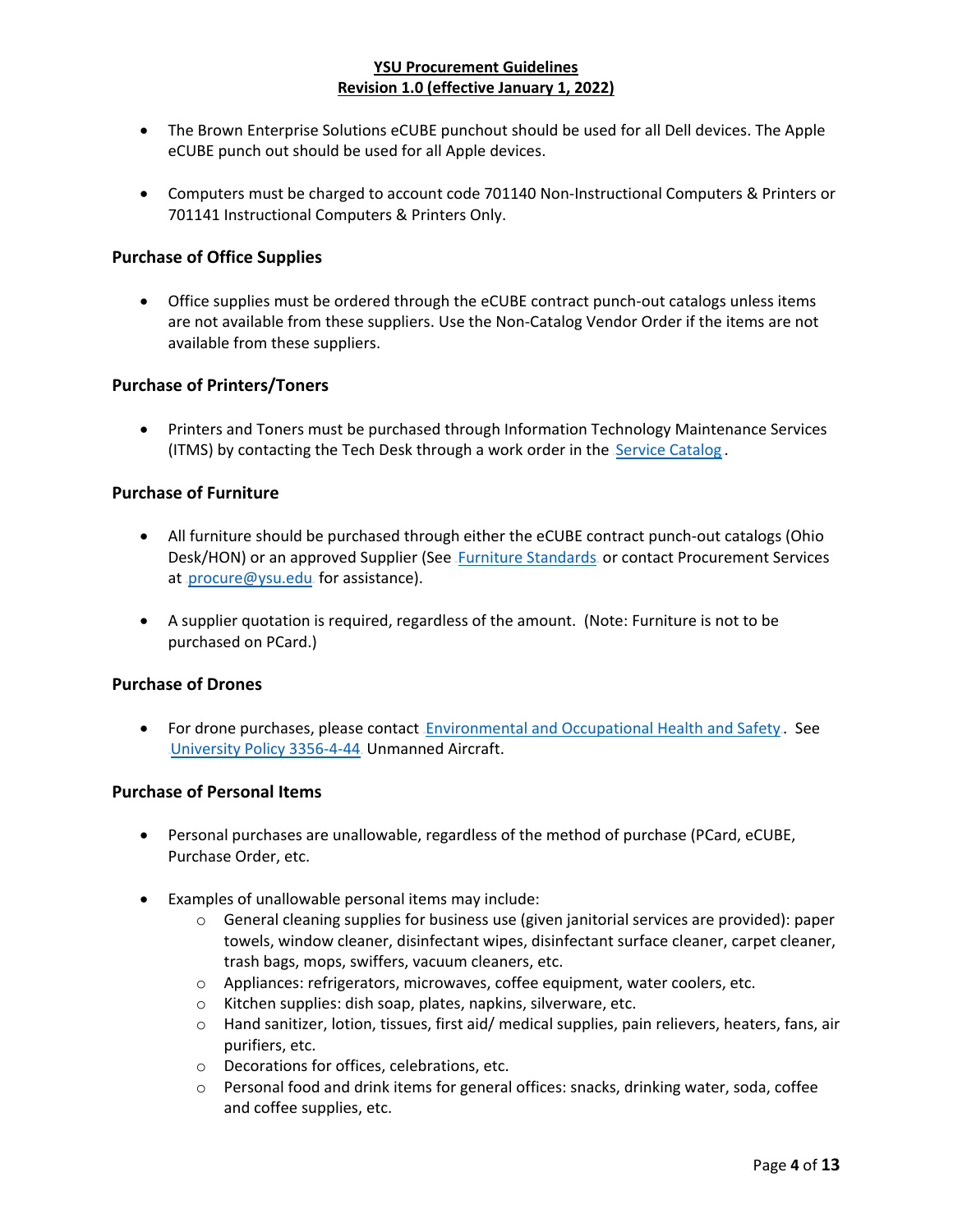- The Brown Enterprise Solutions eCUBE punchout should be used for all Dell devices. The Apple eCUBE punch out should be used for all Apple devices.

- Computers must be charged to account code 701140 Non-Instructional Computers & Printers or 701141 Instructional Computers & Printers Only.

### Purchase of Office Supplies

- Office supplies must be ordered through the eCUBE contract punch-out catalogs unless items are not available from these suppliers. Use the Non-Catalog Vendor Order if the items are not available from these suppliers.

### Purchase of Printers/Toners

- Printers and Toners must be purchased through Information Technology Maintenance Services (ITMS) by contacting the Tech Desk through a work order in the Service Catalog.

### Purchase of Furniture

- All furniture should be purchased through either the eCUBE contract punch-out catalogs (Ohio Desk/HON) or an approved Supplier (See Furniture Standards or contact Procurement Services at procure@ysu.edu for assistance).

- A supplier quotation is required, regardless of the amount. (Note: Furniture is not to be purchased on PCard.)

### Purchase of Drones

- For drone purchases, please contact Environmental and Occupational Health and Safety. See University Policy 3356-4-44 Unmanned Aircraft.

### Purchase of Personal Items

- Personal purchases are unallowable, regardless of the method of purchase (PCard, eCUBE, Purchase Order, etc.

- Examples of unallowable personal items may include:
  - General cleaning supplies for business use (given janitorial services are provided): paper towels, window cleaner, disinfectant wipes, disinfectant surface cleaner, carpet cleaner, trash bags, mops, swiffers, vacuum cleaners, etc.
  - Appliances: refrigerators, microwaves, coffee equipment, water coolers, etc.
  - Kitchen supplies: dish soap, plates, napkins, silverware, etc.
  - Hand sanitizer, lotion, tissues, first aid/ medical supplies, pain relievers, heaters, fans, air purifiers, etc.
  - Decorations for offices, celebrations, etc.
  - Personal food and drink items for general offices: snacks, drinking water, soda, coffee and coffee supplies, etc.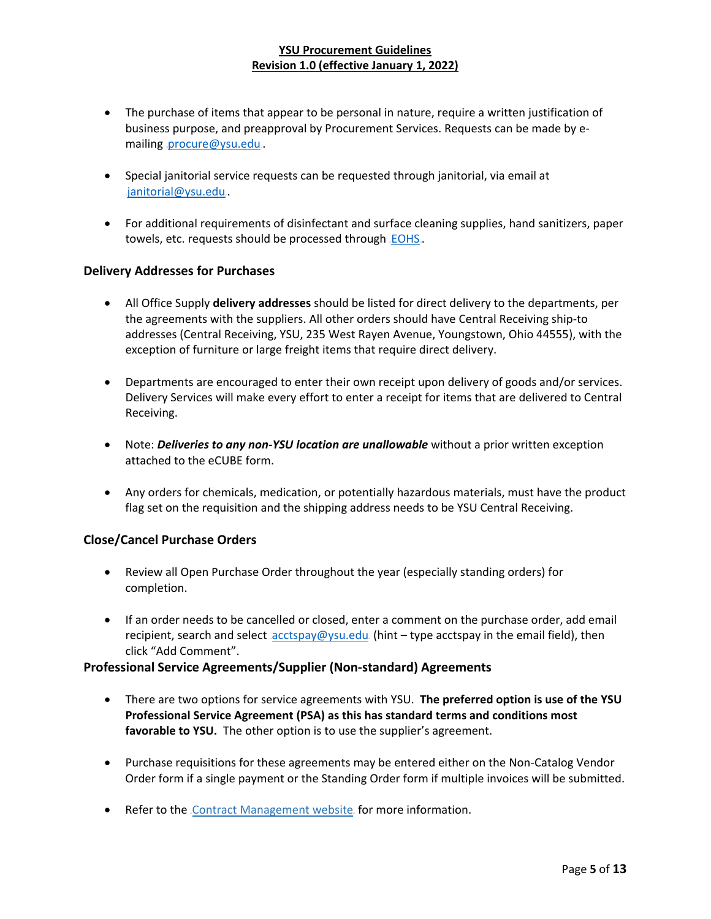- The purchase of items that appear to be personal in nature, require a written justification of business purpose, and preapproval by Procurement Services. Requests can be made by e-mailing procure@ysu.edu.

- Special janitorial service requests can be requested through janitorial, via email at janitorial@ysu.edu.

- For additional requirements of disinfectant and surface cleaning supplies, hand sanitizers, paper towels, etc. requests should be processed through EOHS.

## Delivery Addresses for Purchases

- All Office Supply **delivery addresses** should be listed for direct delivery to the departments, per the agreements with the suppliers. All other orders should have Central Receiving ship-to addresses (Central Receiving, YSU, 235 West Rayen Avenue, Youngstown, Ohio 44555), with the exception of furniture or large freight items that require direct delivery.

- Departments are encouraged to enter their own receipt upon delivery of goods and/or services. Delivery Services will make every effort to enter a receipt for items that are delivered to Central Receiving.

- Note: ***Deliveries to any non-YSU location are unallowable*** without a prior written exception attached to the eCUBE form.

- Any orders for chemicals, medication, or potentially hazardous materials, must have the product flag set on the requisition and the shipping address needs to be YSU Central Receiving.

## Close/Cancel Purchase Orders

- Review all Open Purchase Order throughout the year (especially standing orders) for completion.

- If an order needs to be cancelled or closed, enter a comment on the purchase order, add email recipient, search and select acctspay@ysu.edu (hint – type acctspay in the email field), then click "Add Comment".

## Professional Service Agreements/Supplier (Non-standard) Agreements

- There are two options for service agreements with YSU. **The preferred option is use of the YSU Professional Service Agreement (PSA) as this has standard terms and conditions most favorable to YSU.** The other option is to use the supplier's agreement.

- Purchase requisitions for these agreements may be entered either on the Non-Catalog Vendor Order form if a single payment or the Standing Order form if multiple invoices will be submitted.

- Refer to the Contract Management website for more information.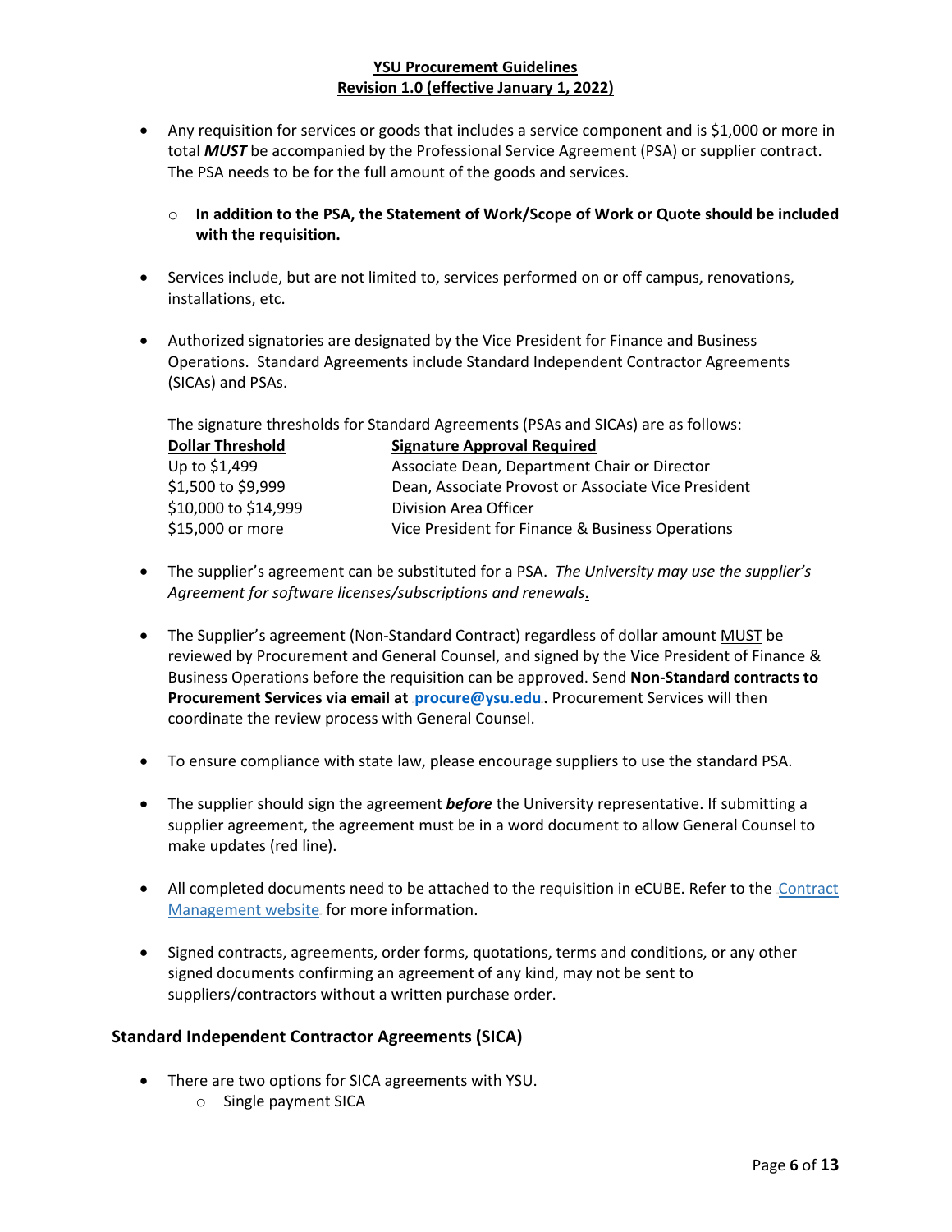- Any requisition for services or goods that includes a service component and is $1,000 or more in total ***MUST*** be accompanied by the Professional Service Agreement (PSA) or supplier contract. The PSA needs to be for the full amount of the goods and services.
  - **In addition to the PSA, the Statement of Work/Scope of Work or Quote should be included with the requisition.**

- Services include, but are not limited to, services performed on or off campus, renovations, installations, etc.

- Authorized signatories are designated by the Vice President for Finance and Business Operations. Standard Agreements include Standard Independent Contractor Agreements (SICAs) and PSAs.

  The signature thresholds for Standard Agreements (PSAs and SICAs) are as follows:

  | Dollar Threshold | Signature Approval Required |
  |---|---|
  | Up to $1,499 | Associate Dean, Department Chair or Director |
  | $1,500 to $9,999 | Dean, Associate Provost or Associate Vice President |
  | $10,000 to $14,999 | Division Area Officer |
  | $15,000 or more | Vice President for Finance & Business Operations |

- The supplier's agreement can be substituted for a PSA. *The University may use the supplier's Agreement for software licenses/subscriptions and renewals.*

- The Supplier's agreement (Non-Standard Contract) regardless of dollar amount MUST be reviewed by Procurement and General Counsel, and signed by the Vice President of Finance & Business Operations before the requisition can be approved. Send **Non-Standard contracts to Procurement Services via email at procure@ysu.edu.** Procurement Services will then coordinate the review process with General Counsel.

- To ensure compliance with state law, please encourage suppliers to use the standard PSA.

- The supplier should sign the agreement ***before*** the University representative. If submitting a supplier agreement, the agreement must be in a word document to allow General Counsel to make updates (red line).

- All completed documents need to be attached to the requisition in eCUBE. Refer to the Contract Management website for more information.

- Signed contracts, agreements, order forms, quotations, terms and conditions, or any other signed documents confirming an agreement of any kind, may not be sent to suppliers/contractors without a written purchase order.

## Standard Independent Contractor Agreements (SICA)

- There are two options for SICA agreements with YSU.
  - Single payment SICA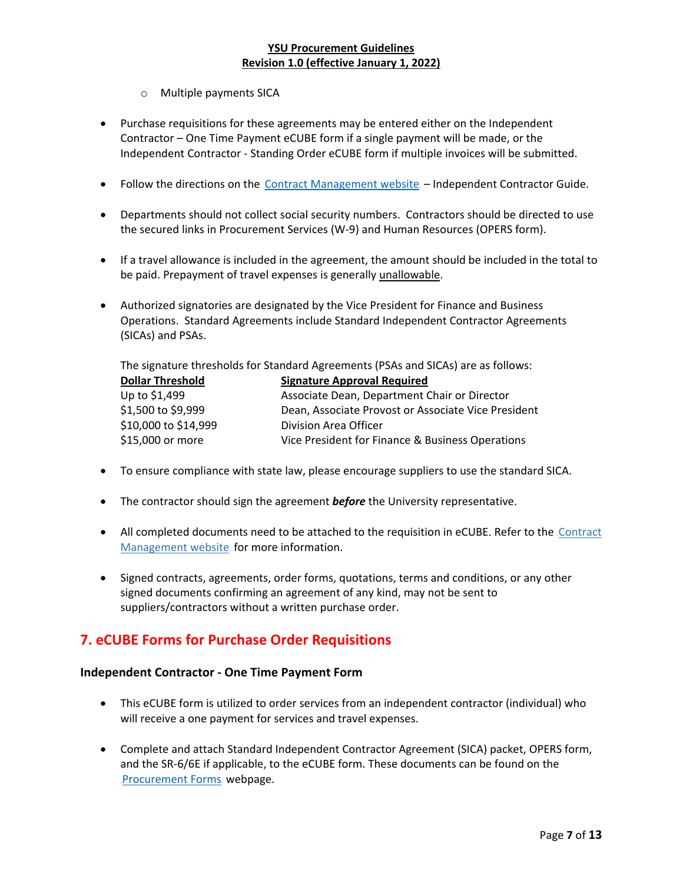- Multiple payments SICA

- Purchase requisitions for these agreements may be entered either on the Independent Contractor – One Time Payment eCUBE form if a single payment will be made, or the Independent Contractor - Standing Order eCUBE form if multiple invoices will be submitted.

- Follow the directions on the Contract Management website – Independent Contractor Guide.

- Departments should not collect social security numbers. Contractors should be directed to use the secured links in Procurement Services (W-9) and Human Resources (OPERS form).

- If a travel allowance is included in the agreement, the amount should be included in the total to be paid. Prepayment of travel expenses is generally unallowable.

- Authorized signatories are designated by the Vice President for Finance and Business Operations. Standard Agreements include Standard Independent Contractor Agreements (SICAs) and PSAs.

  The signature thresholds for Standard Agreements (PSAs and SICAs) are as follows:

  | Dollar Threshold | Signature Approval Required |
  | --- | --- |
  | Up to $1,499 | Associate Dean, Department Chair or Director |
  | $1,500 to $9,999 | Dean, Associate Provost or Associate Vice President |
  | $10,000 to $14,999 | Division Area Officer |
  | $15,000 or more | Vice President for Finance & Business Operations |

- To ensure compliance with state law, please encourage suppliers to use the standard SICA.

- The contractor should sign the agreement ***before*** the University representative.

- All completed documents need to be attached to the requisition in eCUBE. Refer to the Contract Management website for more information.

- Signed contracts, agreements, order forms, quotations, terms and conditions, or any other signed documents confirming an agreement of any kind, may not be sent to suppliers/contractors without a written purchase order.

## 7. eCUBE Forms for Purchase Order Requisitions

### Independent Contractor - One Time Payment Form

- This eCUBE form is utilized to order services from an independent contractor (individual) who will receive a one payment for services and travel expenses.

- Complete and attach Standard Independent Contractor Agreement (SICA) packet, OPERS form, and the SR-6/6E if applicable, to the eCUBE form. These documents can be found on the Procurement Forms webpage.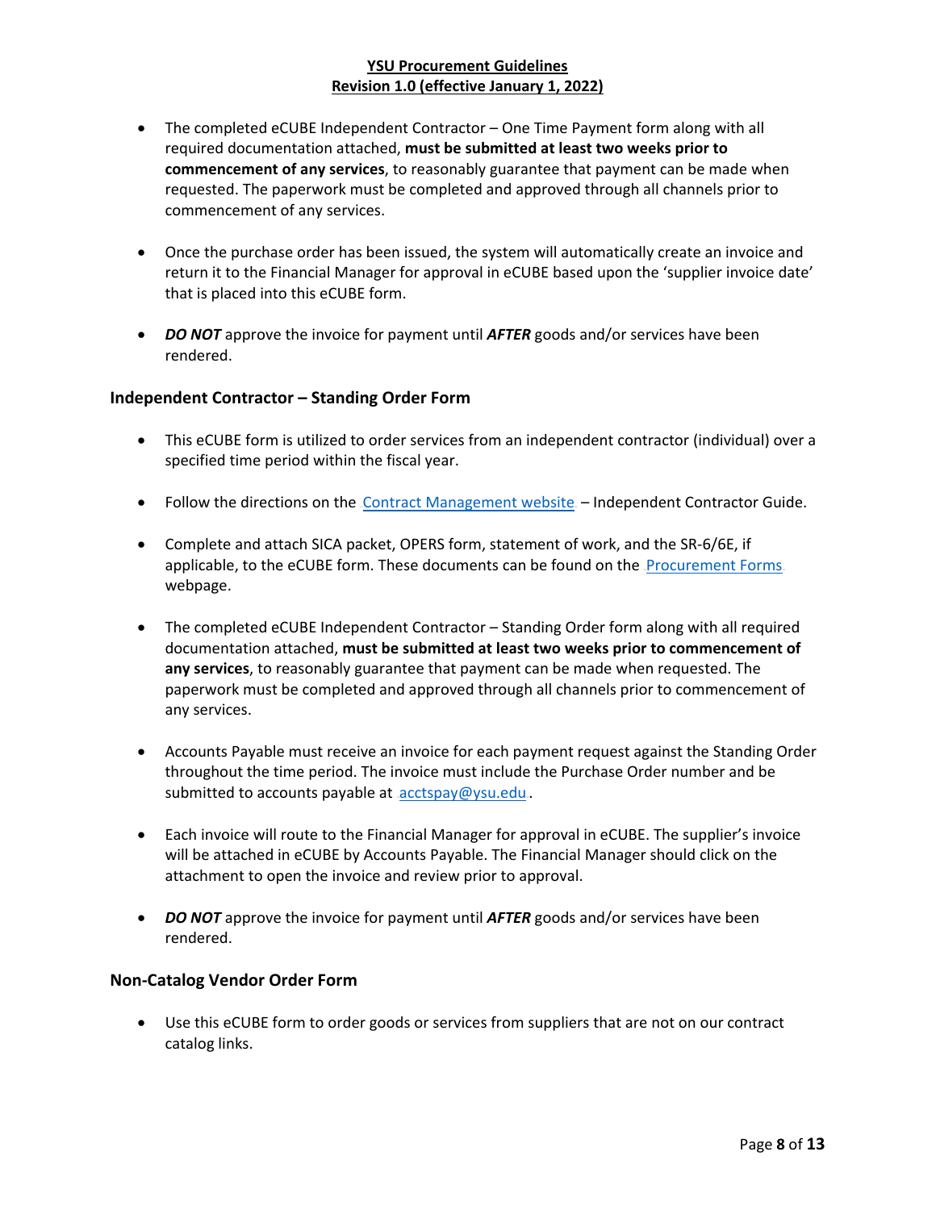- The completed eCUBE Independent Contractor – One Time Payment form along with all required documentation attached, **must be submitted at least two weeks prior to commencement of any services**, to reasonably guarantee that payment can be made when requested. The paperwork must be completed and approved through all channels prior to commencement of any services.

- Once the purchase order has been issued, the system will automatically create an invoice and return it to the Financial Manager for approval in eCUBE based upon the 'supplier invoice date' that is placed into this eCUBE form.

- ***DO NOT*** approve the invoice for payment until ***AFTER*** goods and/or services have been rendered.

### Independent Contractor – Standing Order Form

- This eCUBE form is utilized to order services from an independent contractor (individual) over a specified time period within the fiscal year.

- Follow the directions on the Contract Management website – Independent Contractor Guide.

- Complete and attach SICA packet, OPERS form, statement of work, and the SR-6/6E, if applicable, to the eCUBE form. These documents can be found on the Procurement Forms webpage.

- The completed eCUBE Independent Contractor – Standing Order form along with all required documentation attached, **must be submitted at least two weeks prior to commencement of any services**, to reasonably guarantee that payment can be made when requested. The paperwork must be completed and approved through all channels prior to commencement of any services.

- Accounts Payable must receive an invoice for each payment request against the Standing Order throughout the time period. The invoice must include the Purchase Order number and be submitted to accounts payable at acctspay@ysu.edu.

- Each invoice will route to the Financial Manager for approval in eCUBE. The supplier's invoice will be attached in eCUBE by Accounts Payable. The Financial Manager should click on the attachment to open the invoice and review prior to approval.

- ***DO NOT*** approve the invoice for payment until ***AFTER*** goods and/or services have been rendered.

### Non-Catalog Vendor Order Form

- Use this eCUBE form to order goods or services from suppliers that are not on our contract catalog links.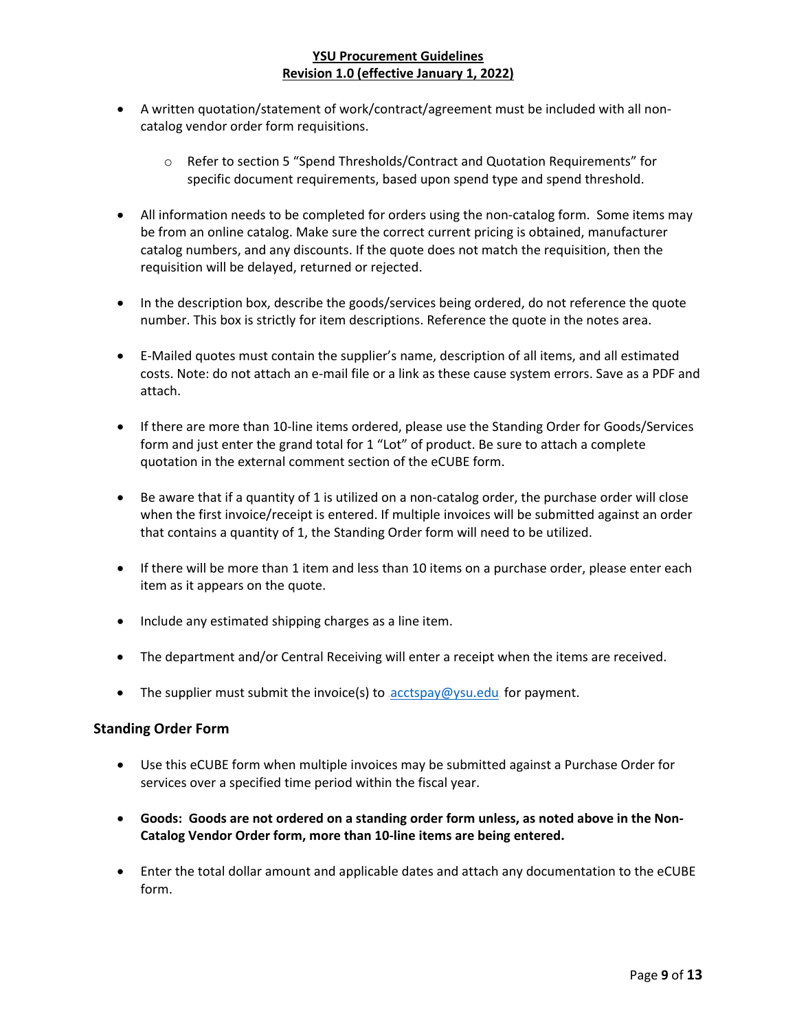- A written quotation/statement of work/contract/agreement must be included with all non-catalog vendor order form requisitions.
    - Refer to section 5 "Spend Thresholds/Contract and Quotation Requirements" for specific document requirements, based upon spend type and spend threshold.

- All information needs to be completed for orders using the non-catalog form. Some items may be from an online catalog. Make sure the correct current pricing is obtained, manufacturer catalog numbers, and any discounts. If the quote does not match the requisition, then the requisition will be delayed, returned or rejected.

- In the description box, describe the goods/services being ordered, do not reference the quote number. This box is strictly for item descriptions. Reference the quote in the notes area.

- E-Mailed quotes must contain the supplier's name, description of all items, and all estimated costs. Note: do not attach an e-mail file or a link as these cause system errors. Save as a PDF and attach.

- If there are more than 10-line items ordered, please use the Standing Order for Goods/Services form and just enter the grand total for 1 "Lot" of product. Be sure to attach a complete quotation in the external comment section of the eCUBE form.

- Be aware that if a quantity of 1 is utilized on a non-catalog order, the purchase order will close when the first invoice/receipt is entered. If multiple invoices will be submitted against an order that contains a quantity of 1, the Standing Order form will need to be utilized.

- If there will be more than 1 item and less than 10 items on a purchase order, please enter each item as it appears on the quote.

- Include any estimated shipping charges as a line item.

- The department and/or Central Receiving will enter a receipt when the items are received.

- The supplier must submit the invoice(s) to acctspay@ysu.edu for payment.

### Standing Order Form

- Use this eCUBE form when multiple invoices may be submitted against a Purchase Order for services over a specified time period within the fiscal year.

- **Goods: Goods are not ordered on a standing order form unless, as noted above in the Non-Catalog Vendor Order form, more than 10-line items are being entered.**

- Enter the total dollar amount and applicable dates and attach any documentation to the eCUBE form.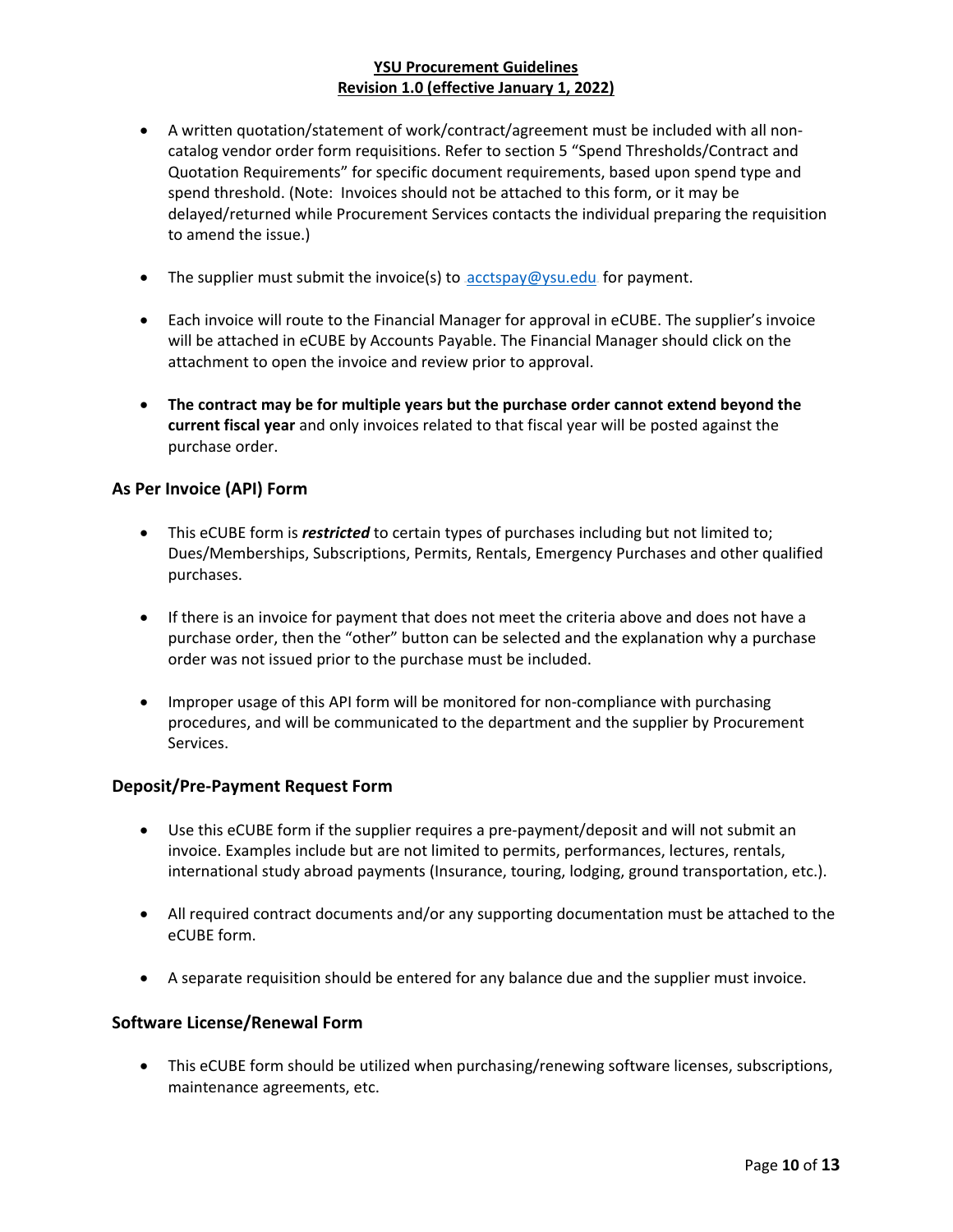- A written quotation/statement of work/contract/agreement must be included with all non-catalog vendor order form requisitions. Refer to section 5 "Spend Thresholds/Contract and Quotation Requirements" for specific document requirements, based upon spend type and spend threshold. (Note: Invoices should not be attached to this form, or it may be delayed/returned while Procurement Services contacts the individual preparing the requisition to amend the issue.)

- The supplier must submit the invoice(s) to acctspay@ysu.edu for payment.

- Each invoice will route to the Financial Manager for approval in eCUBE. The supplier's invoice will be attached in eCUBE by Accounts Payable. The Financial Manager should click on the attachment to open the invoice and review prior to approval.

- **The contract may be for multiple years but the purchase order cannot extend beyond the current fiscal year** and only invoices related to that fiscal year will be posted against the purchase order.

### As Per Invoice (API) Form

- This eCUBE form is ***restricted*** to certain types of purchases including but not limited to; Dues/Memberships, Subscriptions, Permits, Rentals, Emergency Purchases and other qualified purchases.

- If there is an invoice for payment that does not meet the criteria above and does not have a purchase order, then the "other" button can be selected and the explanation why a purchase order was not issued prior to the purchase must be included.

- Improper usage of this API form will be monitored for non-compliance with purchasing procedures, and will be communicated to the department and the supplier by Procurement Services.

### Deposit/Pre-Payment Request Form

- Use this eCUBE form if the supplier requires a pre-payment/deposit and will not submit an invoice. Examples include but are not limited to permits, performances, lectures, rentals, international study abroad payments (Insurance, touring, lodging, ground transportation, etc.).

- All required contract documents and/or any supporting documentation must be attached to the eCUBE form.

- A separate requisition should be entered for any balance due and the supplier must invoice.

### Software License/Renewal Form

- This eCUBE form should be utilized when purchasing/renewing software licenses, subscriptions, maintenance agreements, etc.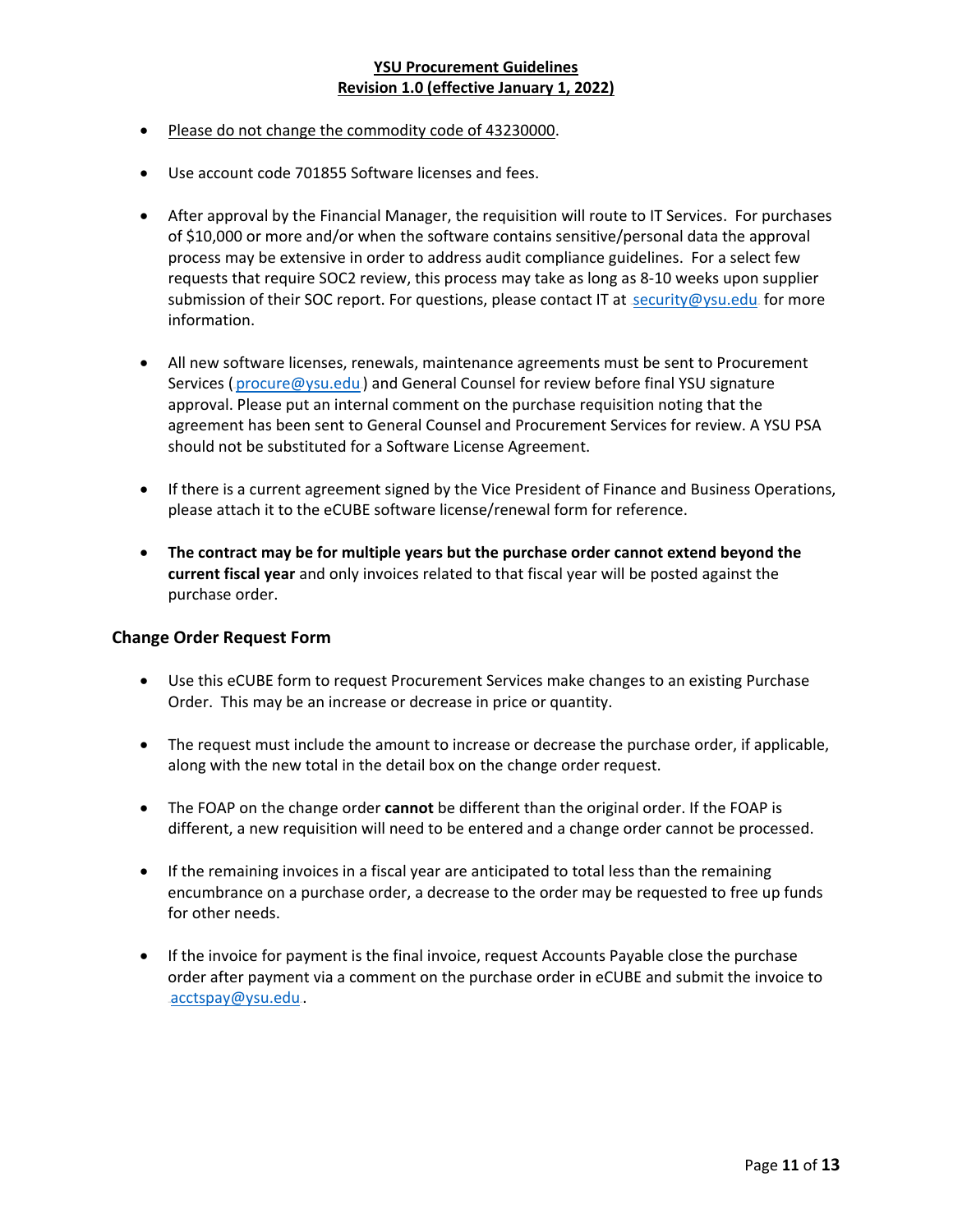- Please do not change the commodity code of 43230000.

- Use account code 701855 Software licenses and fees.

- After approval by the Financial Manager, the requisition will route to IT Services. For purchases of $10,000 or more and/or when the software contains sensitive/personal data the approval process may be extensive in order to address audit compliance guidelines. For a select few requests that require SOC2 review, this process may take as long as 8-10 weeks upon supplier submission of their SOC report. For questions, please contact IT at security@ysu.edu for more information.

- All new software licenses, renewals, maintenance agreements must be sent to Procurement Services ( procure@ysu.edu ) and General Counsel for review before final YSU signature approval. Please put an internal comment on the purchase requisition noting that the agreement has been sent to General Counsel and Procurement Services for review. A YSU PSA should not be substituted for a Software License Agreement.

- If there is a current agreement signed by the Vice President of Finance and Business Operations, please attach it to the eCUBE software license/renewal form for reference.

- **The contract may be for multiple years but the purchase order cannot extend beyond the current fiscal year** and only invoices related to that fiscal year will be posted against the purchase order.

### Change Order Request Form

- Use this eCUBE form to request Procurement Services make changes to an existing Purchase Order. This may be an increase or decrease in price or quantity.

- The request must include the amount to increase or decrease the purchase order, if applicable, along with the new total in the detail box on the change order request.

- The FOAP on the change order **cannot** be different than the original order. If the FOAP is different, a new requisition will need to be entered and a change order cannot be processed.

- If the remaining invoices in a fiscal year are anticipated to total less than the remaining encumbrance on a purchase order, a decrease to the order may be requested to free up funds for other needs.

- If the invoice for payment is the final invoice, request Accounts Payable close the purchase order after payment via a comment on the purchase order in eCUBE and submit the invoice to acctspay@ysu.edu .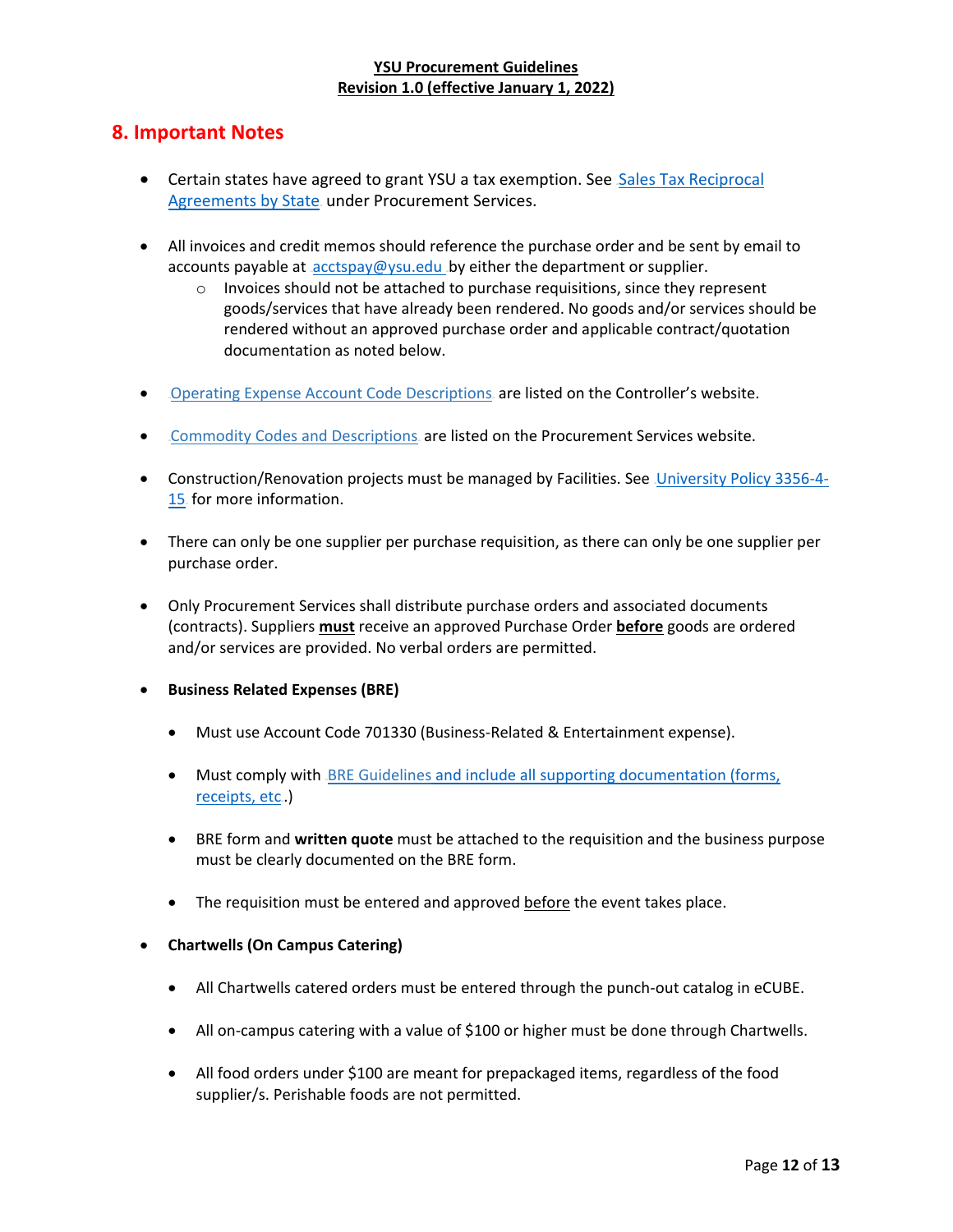## 8. Important Notes

- Certain states have agreed to grant YSU a tax exemption. See Sales Tax Reciprocal Agreements by State under Procurement Services.

- All invoices and credit memos should reference the purchase order and be sent by email to accounts payable at acctspay@ysu.edu by either the department or supplier.
  - Invoices should not be attached to purchase requisitions, since they represent goods/services that have already been rendered. No goods and/or services should be rendered without an approved purchase order and applicable contract/quotation documentation as noted below.

- Operating Expense Account Code Descriptions are listed on the Controller's website.

- Commodity Codes and Descriptions are listed on the Procurement Services website.

- Construction/Renovation projects must be managed by Facilities. See University Policy 3356-4-15 for more information.

- There can only be one supplier per purchase requisition, as there can only be one supplier per purchase order.

- Only Procurement Services shall distribute purchase orders and associated documents (contracts). Suppliers **must** receive an approved Purchase Order **before** goods are ordered and/or services are provided. No verbal orders are permitted.

- **Business Related Expenses (BRE)**

  - Must use Account Code 701330 (Business-Related & Entertainment expense).

  - Must comply with BRE Guidelines and include all supporting documentation (forms, receipts, etc.)

  - BRE form and **written quote** must be attached to the requisition and the business purpose must be clearly documented on the BRE form.

  - The requisition must be entered and approved before the event takes place.

- **Chartwells (On Campus Catering)**

  - All Chartwells catered orders must be entered through the punch-out catalog in eCUBE.

  - All on-campus catering with a value of $100 or higher must be done through Chartwells.

  - All food orders under $100 are meant for prepackaged items, regardless of the food supplier/s. Perishable foods are not permitted.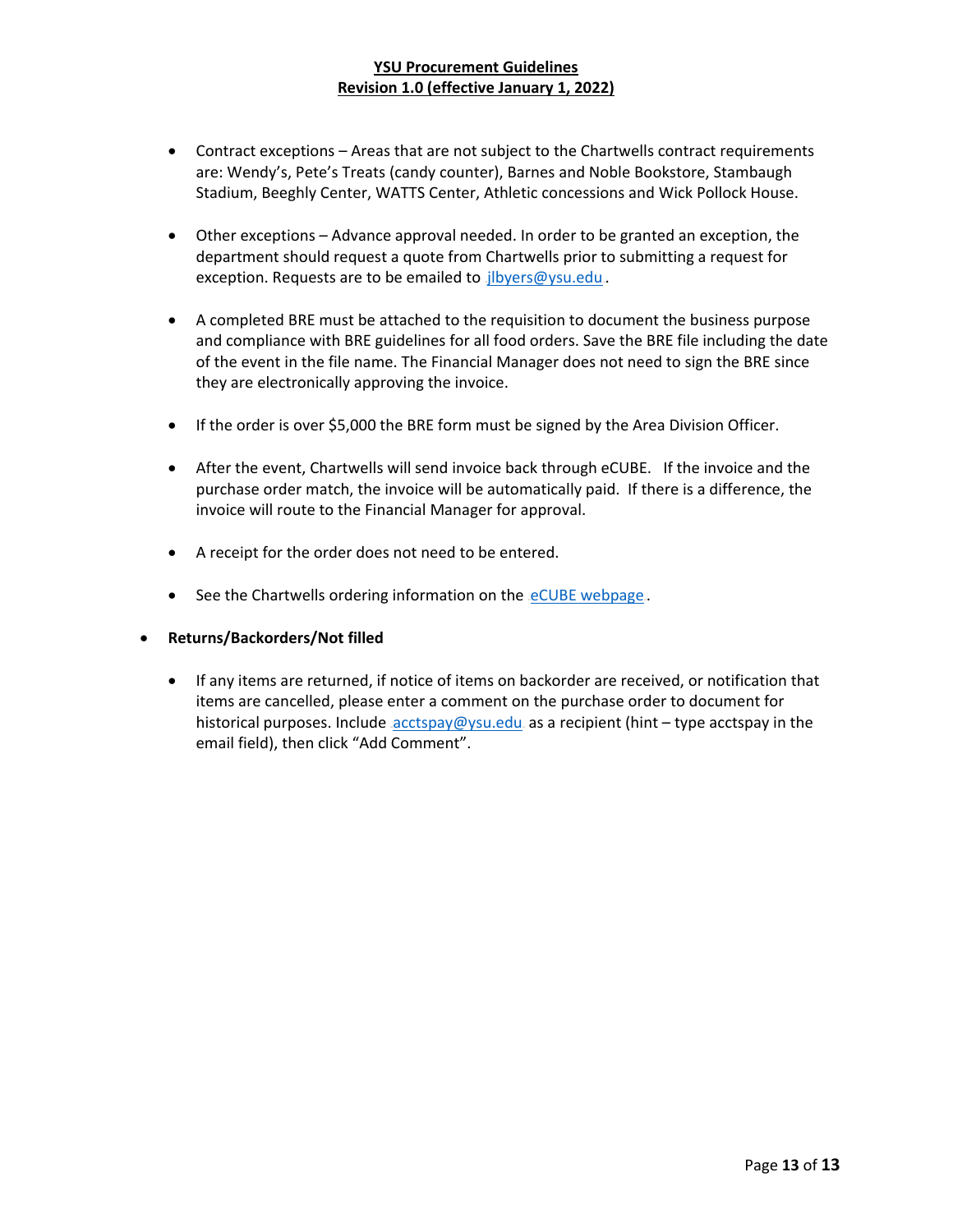- Contract exceptions – Areas that are not subject to the Chartwells contract requirements are: Wendy's, Pete's Treats (candy counter), Barnes and Noble Bookstore, Stambaugh Stadium, Beeghly Center, WATTS Center, Athletic concessions and Wick Pollock House.

- Other exceptions – Advance approval needed. In order to be granted an exception, the department should request a quote from Chartwells prior to submitting a request for exception. Requests are to be emailed to jlbyers@ysu.edu.

- A completed BRE must be attached to the requisition to document the business purpose and compliance with BRE guidelines for all food orders. Save the BRE file including the date of the event in the file name. The Financial Manager does not need to sign the BRE since they are electronically approving the invoice.

- If the order is over $5,000 the BRE form must be signed by the Area Division Officer.

- After the event, Chartwells will send invoice back through eCUBE. If the invoice and the purchase order match, the invoice will be automatically paid. If there is a difference, the invoice will route to the Financial Manager for approval.

- A receipt for the order does not need to be entered.

- See the Chartwells ordering information on the eCUBE webpage.

- **Returns/Backorders/Not filled**

  - If any items are returned, if notice of items on backorder are received, or notification that items are cancelled, please enter a comment on the purchase order to document for historical purposes. Include acctspay@ysu.edu as a recipient (hint – type acctspay in the email field), then click "Add Comment".